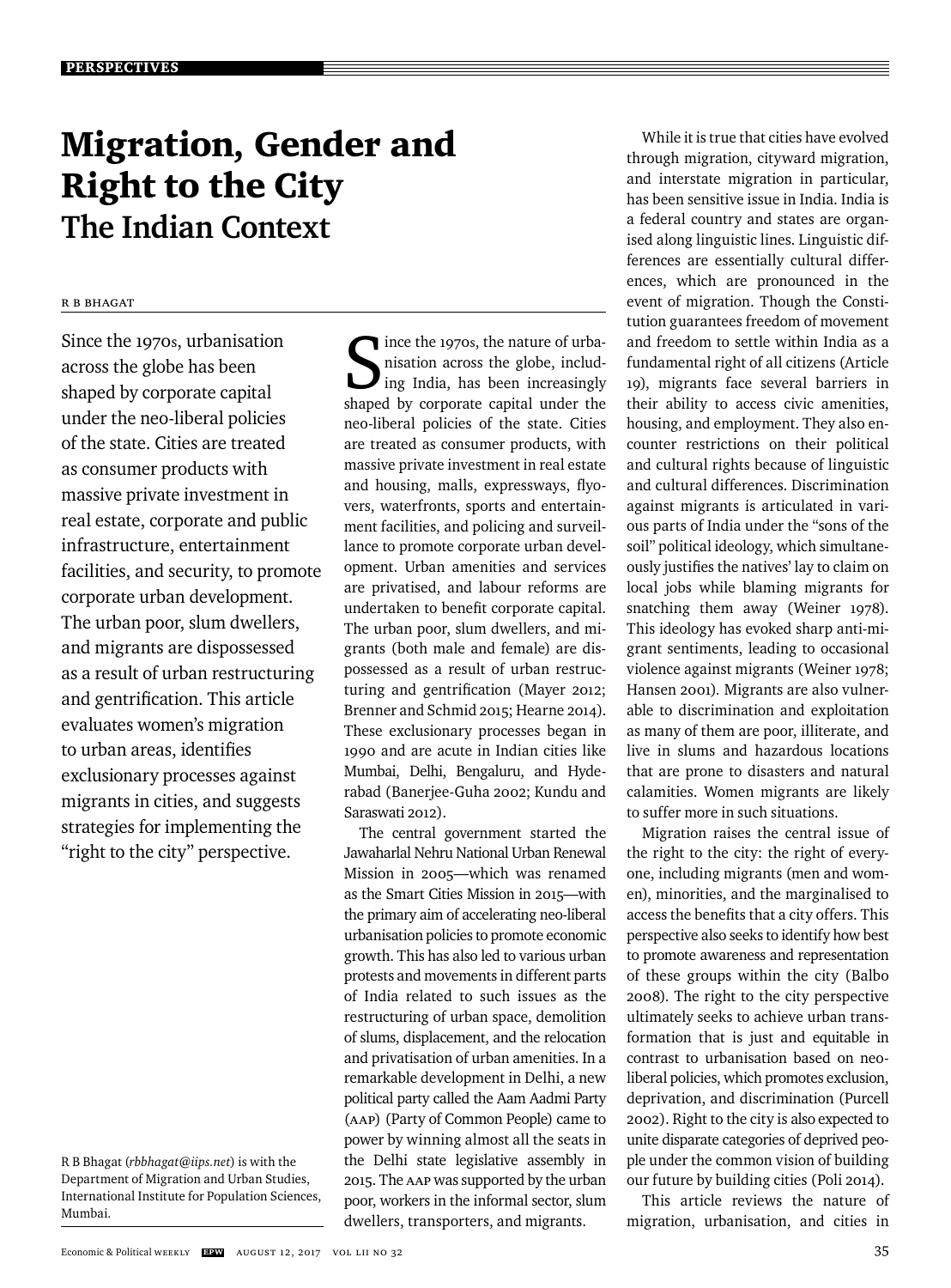# Migration, Gender and Right to the City
## The Indian Context

R B BHAGAT

Since the 1970s, urbanisation across the globe has been shaped by corporate capital under the neo-liberal policies of the state. Cities are treated as consumer products with massive private investment in real estate, corporate and public infrastructure, entertainment facilities, and security, to promote corporate urban development. The urban poor, slum dwellers, and migrants are dispossessed as a result of urban restructuring and gentrification. This article evaluates women's migration to urban areas, identifies exclusionary processes against migrants in cities, and suggests strategies for implementing the "right to the city" perspective.

R B Bhagat (*rbbhagat@iips.net*) is with the Department of Migration and Urban Studies, International Institute for Population Sciences, Mumbai.

Since the 1970s, the nature of urbanisation across the globe, including India, has been increasingly shaped by corporate capital under the neo-liberal policies of the state. Cities are treated as consumer products, with massive private investment in real estate and housing, malls, expressways, flyovers, waterfronts, sports and entertainment facilities, and policing and surveillance to promote corporate urban development. Urban amenities and services are privatised, and labour reforms are undertaken to benefit corporate capital. The urban poor, slum dwellers, and migrants (both male and female) are dispossessed as a result of urban restructuring and gentrification (Mayer 2012; Brenner and Schmid 2015; Hearne 2014). These exclusionary processes began in 1990 and are acute in Indian cities like Mumbai, Delhi, Bengaluru, and Hyderabad (Banerjee-Guha 2002; Kundu and Saraswati 2012).

The central government started the Jawaharlal Nehru National Urban Renewal Mission in 2005—which was renamed as the Smart Cities Mission in 2015—with the primary aim of accelerating neo-liberal urbanisation policies to promote economic growth. This has also led to various urban protests and movements in different parts of India related to such issues as the restructuring of urban space, demolition of slums, displacement, and the relocation and privatisation of urban amenities. In a remarkable development in Delhi, a new political party called the Aam Aadmi Party (AAP) (Party of Common People) came to power by winning almost all the seats in the Delhi state legislative assembly in 2015. The AAP was supported by the urban poor, workers in the informal sector, slum dwellers, transporters, and migrants.

While it is true that cities have evolved through migration, cityward migration, and interstate migration in particular, has been sensitive issue in India. India is a federal country and states are organised along linguistic lines. Linguistic differences are essentially cultural differences, which are pronounced in the event of migration. Though the Constitution guarantees freedom of movement and freedom to settle within India as a fundamental right of all citizens (Article 19), migrants face several barriers in their ability to access civic amenities, housing, and employment. They also encounter restrictions on their political and cultural rights because of linguistic and cultural differences. Discrimination against migrants is articulated in various parts of India under the "sons of the soil" political ideology, which simultaneously justifies the natives' lay to claim on local jobs while blaming migrants for snatching them away (Weiner 1978). This ideology has evoked sharp anti-migrant sentiments, leading to occasional violence against migrants (Weiner 1978; Hansen 2001). Migrants are also vulnerable to discrimination and exploitation as many of them are poor, illiterate, and live in slums and hazardous locations that are prone to disasters and natural calamities. Women migrants are likely to suffer more in such situations.

Migration raises the central issue of the right to the city: the right of everyone, including migrants (men and women), minorities, and the marginalised to access the benefits that a city offers. This perspective also seeks to identify how best to promote awareness and representation of these groups within the city (Balbo 2008). The right to the city perspective ultimately seeks to achieve urban transformation that is just and equitable in contrast to urbanisation based on neo-liberal policies, which promotes exclusion, deprivation, and discrimination (Purcell 2002). Right to the city is also expected to unite disparate categories of deprived people under the common vision of building our future by building cities (Poli 2014).

This article reviews the nature of migration, urbanisation, and cities in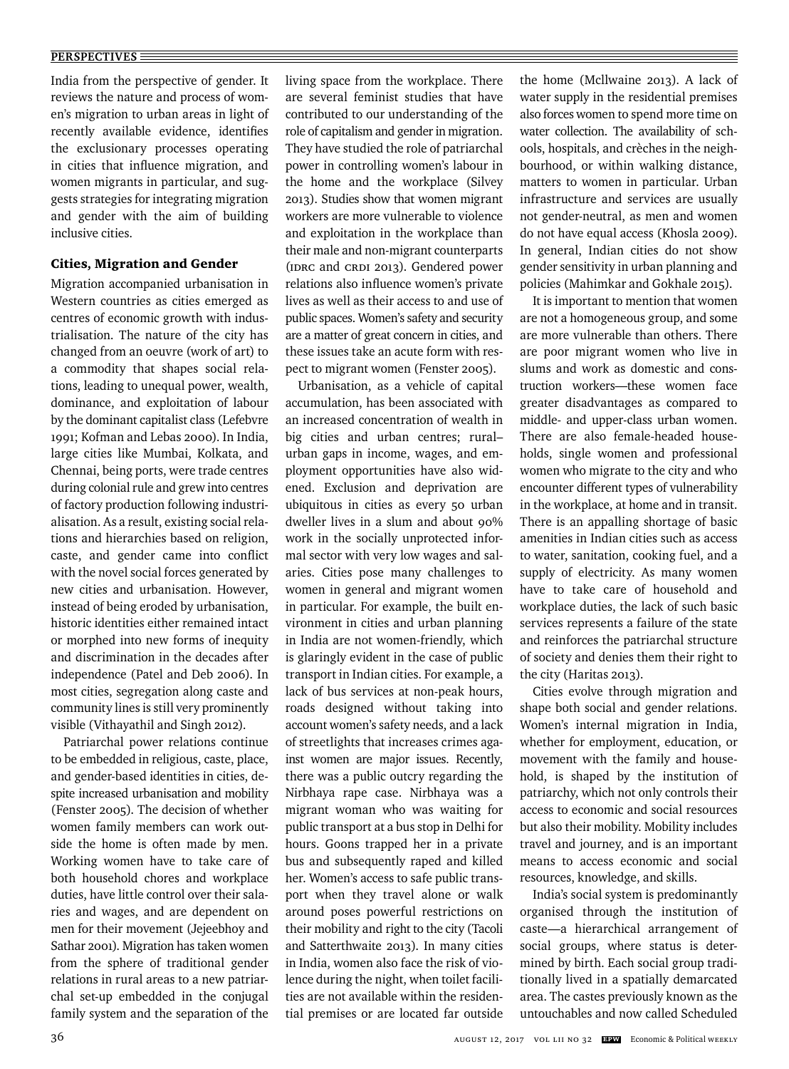India from the perspective of gender. It reviews the nature and process of women's migration to urban areas in light of recently available evidence, identifies the exclusionary processes operating in cities that influence migration, and women migrants in particular, and suggests strategies for integrating migration and gender with the aim of building inclusive cities.

## Cities, Migration and Gender

Migration accompanied urbanisation in Western countries as cities emerged as centres of economic growth with industrialisation. The nature of the city has changed from an oeuvre (work of art) to a commodity that shapes social relations, leading to unequal power, wealth, dominance, and exploitation of labour by the dominant capitalist class (Lefebvre 1991; Kofman and Lebas 2000). In India, large cities like Mumbai, Kolkata, and Chennai, being ports, were trade centres during colonial rule and grew into centres of factory production following industrialisation. As a result, existing social relations and hierarchies based on religion, caste, and gender came into conflict with the novel social forces generated by new cities and urbanisation. However, instead of being eroded by urbanisation, historic identities either remained intact or morphed into new forms of inequity and discrimination in the decades after independence (Patel and Deb 2006). In most cities, segregation along caste and community lines is still very prominently visible (Vithayathil and Singh 2012).

Patriarchal power relations continue to be embedded in religious, caste, place, and gender-based identities in cities, despite increased urbanisation and mobility (Fenster 2005). The decision of whether women family members can work outside the home is often made by men. Working women have to take care of both household chores and workplace duties, have little control over their salaries and wages, and are dependent on men for their movement (Jejeebhoy and Sathar 2001). Migration has taken women from the sphere of traditional gender relations in rural areas to a new patriarchal set-up embedded in the conjugal family system and the separation of the living space from the workplace. There are several feminist studies that have contributed to our understanding of the role of capitalism and gender in migration. They have studied the role of patriarchal power in controlling women's labour in the home and the workplace (Silvey 2013). Studies show that women migrant workers are more vulnerable to violence and exploitation in the workplace than their male and non-migrant counterparts (IDRC and CRDI 2013). Gendered power relations also influence women's private lives as well as their access to and use of public spaces. Women's safety and security are a matter of great concern in cities, and these issues take an acute form with respect to migrant women (Fenster 2005).

Urbanisation, as a vehicle of capital accumulation, has been associated with an increased concentration of wealth in big cities and urban centres; rural–urban gaps in income, wages, and employment opportunities have also widened. Exclusion and deprivation are ubiquitous in cities as every 50 urban dweller lives in a slum and about 90% work in the socially unprotected informal sector with very low wages and salaries. Cities pose many challenges to women in general and migrant women in particular. For example, the built environment in cities and urban planning in India are not women-friendly, which is glaringly evident in the case of public transport in Indian cities. For example, a lack of bus services at non-peak hours, roads designed without taking into account women's safety needs, and a lack of streetlights that increases crimes against women are major issues. Recently, there was a public outcry regarding the Nirbhaya rape case. Nirbhaya was a migrant woman who was waiting for public transport at a bus stop in Delhi for hours. Goons trapped her in a private bus and subsequently raped and killed her. Women's access to safe public transport when they travel alone or walk around poses powerful restrictions on their mobility and right to the city (Tacoli and Satterthwaite 2013). In many cities in India, women also face the risk of violence during the night, when toilet facilities are not available within the residential premises or are located far outside the home (McIlwaine 2013). A lack of water supply in the residential premises also forces women to spend more time on water collection. The availability of schools, hospitals, and crèches in the neighbourhood, or within walking distance, matters to women in particular. Urban infrastructure and services are usually not gender-neutral, as men and women do not have equal access (Khosla 2009). In general, Indian cities do not show gender sensitivity in urban planning and policies (Mahimkar and Gokhale 2015).

It is important to mention that women are not a homogeneous group, and some are more vulnerable than others. There are poor migrant women who live in slums and work as domestic and construction workers—these women face greater disadvantages as compared to middle- and upper-class urban women. There are also female-headed households, single women and professional women who migrate to the city and who encounter different types of vulnerability in the workplace, at home and in transit. There is an appalling shortage of basic amenities in Indian cities such as access to water, sanitation, cooking fuel, and a supply of electricity. As many women have to take care of household and workplace duties, the lack of such basic services represents a failure of the state and reinforces the patriarchal structure of society and denies them their right to the city (Haritas 2013).

Cities evolve through migration and shape both social and gender relations. Women's internal migration in India, whether for employment, education, or movement with the family and household, is shaped by the institution of patriarchy, which not only controls their access to economic and social resources but also their mobility. Mobility includes travel and journey, and is an important means to access economic and social resources, knowledge, and skills.

India's social system is predominantly organised through the institution of caste—a hierarchical arrangement of social groups, where status is determined by birth. Each social group traditionally lived in a spatially demarcated area. The castes previously known as the untouchables and now called Scheduled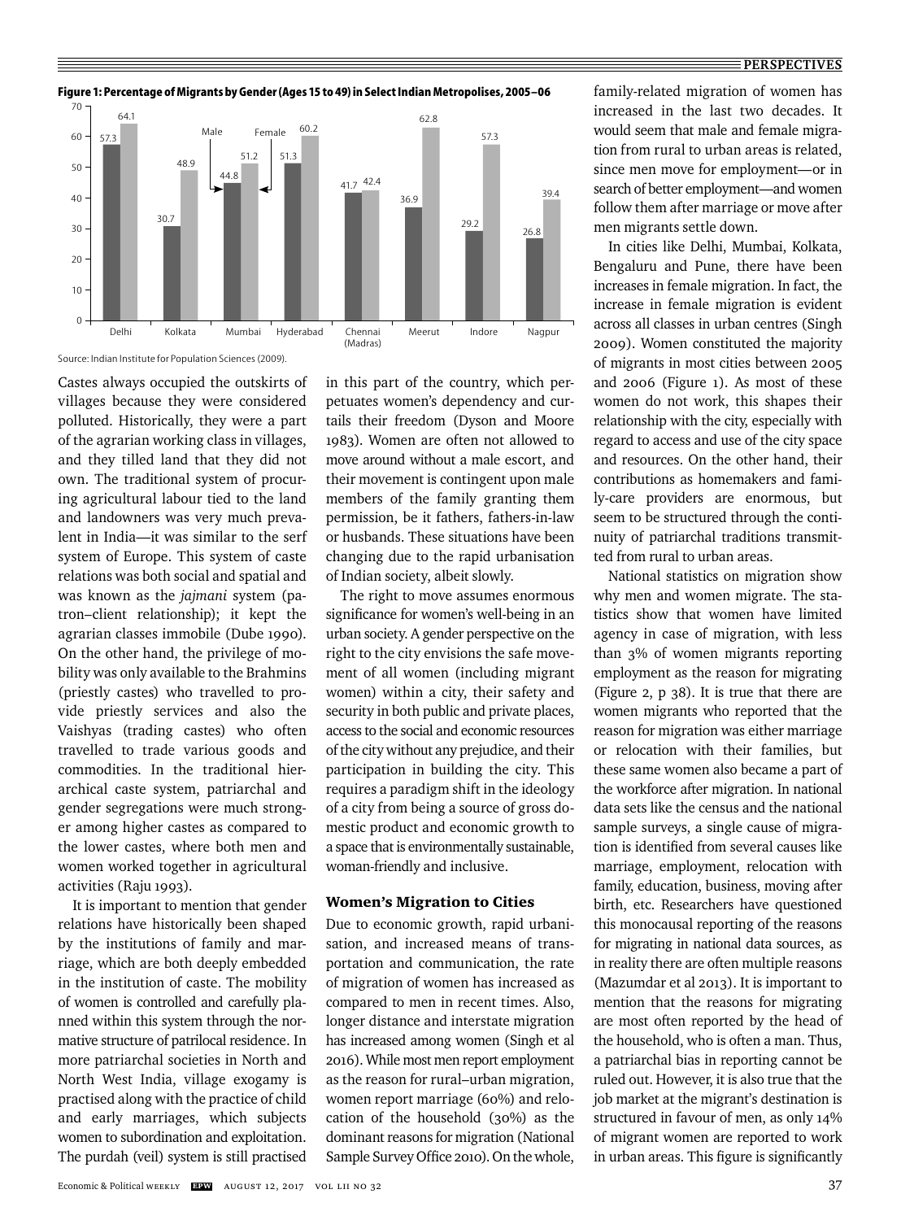**Figure 1: Percentage of Migrants by Gender (Ages 15 to 49) in Select Indian Metropolises, 2005–06**

| City | Male | Female |
|---|---|---|
| Delhi | 57.3 | 64.1 |
| Kolkata | 30.7 | 48.9 |
| Mumbai | 44.8 | 51.2 |
| Hyderabad | 51.3 | 60.2 |
| Chennai (Madras) | 41.7 | 42.4 |
| Meerut | 36.9 | 62.8 |
| Indore | 29.2 | 57.3 |
| Nagpur | 26.8 | 39.4 |

Source: Indian Institute for Population Sciences (2009).

Castes always occupied the outskirts of villages because they were considered polluted. Historically, they were a part of the agrarian working class in villages, and they tilled land that they did not own. The traditional system of procuring agricultural labour tied to the land and landowners was very much prevalent in India—it was similar to the serf system of Europe. This system of caste relations was both social and spatial and was known as the *jajmani* system (patron–client relationship); it kept the agrarian classes immobile (Dube 1990). On the other hand, the privilege of mobility was only available to the Brahmins (priestly castes) who travelled to provide priestly services and also the Vaishyas (trading castes) who often travelled to trade various goods and commodities. In the traditional hierarchical caste system, patriarchal and gender segregations were much stronger among higher castes as compared to the lower castes, where both men and women worked together in agricultural activities (Raju 1993).

It is important to mention that gender relations have historically been shaped by the institutions of family and marriage, which are both deeply embedded in the institution of caste. The mobility of women is controlled and carefully planned within this system through the normative structure of patrilocal residence. In more patriarchal societies in North and North West India, village exogamy is practised along with the practice of child and early marriages, which subjects women to subordination and exploitation. The purdah (veil) system is still practised in this part of the country, which perpetuates women's dependency and curtails their freedom (Dyson and Moore 1983). Women are often not allowed to move around without a male escort, and their movement is contingent upon male members of the family granting them permission, be it fathers, fathers-in-law or husbands. These situations have been changing due to the rapid urbanisation of Indian society, albeit slowly.

The right to move assumes enormous significance for women's well-being in an urban society. A gender perspective on the right to the city envisions the safe movement of all women (including migrant women) within a city, their safety and security in both public and private places, access to the social and economic resources of the city without any prejudice, and their participation in building the city. This requires a paradigm shift in the ideology of a city from being a source of gross domestic product and economic growth to a space that is environmentally sustainable, woman-friendly and inclusive.

### Women's Migration to Cities

Due to economic growth, rapid urbanisation, and increased means of transportation and communication, the rate of migration of women has increased as compared to men in recent times. Also, longer distance and interstate migration has increased among women (Singh et al 2016). While most men report employment as the reason for rural–urban migration, women report marriage (60%) and relocation of the household (30%) as the dominant reasons for migration (National Sample Survey Office 2010). On the whole, family-related migration of women has increased in the last two decades. It would seem that male and female migration from rural to urban areas is related, since men move for employment—or in search of better employment—and women follow them after marriage or move after men migrants settle down.

In cities like Delhi, Mumbai, Kolkata, Bengaluru and Pune, there have been increases in female migration. In fact, the increase in female migration is evident across all classes in urban centres (Singh 2009). Women constituted the majority of migrants in most cities between 2005 and 2006 (Figure 1). As most of these women do not work, this shapes their relationship with the city, especially with regard to access and use of the city space and resources. On the other hand, their contributions as homemakers and family-care providers are enormous, but seem to be structured through the continuity of patriarchal traditions transmitted from rural to urban areas.

National statistics on migration show why men and women migrate. The statistics show that women have limited agency in case of migration, with less than 3% of women migrants reporting employment as the reason for migrating (Figure 2, p 38). It is true that there are women migrants who reported that the reason for migration was either marriage or relocation with their families, but these same women also became a part of the workforce after migration. In national data sets like the census and the national sample surveys, a single cause of migration is identified from several causes like marriage, employment, relocation with family, education, business, moving after birth, etc. Researchers have questioned this monocausal reporting of the reasons for migrating in national data sources, as in reality there are often multiple reasons (Mazumdar et al 2013). It is important to mention that the reasons for migrating are most often reported by the head of the household, who is often a man. Thus, a patriarchal bias in reporting cannot be ruled out. However, it is also true that the job market at the migrant's destination is structured in favour of men, as only 14% of migrant women are reported to work in urban areas. This figure is significantly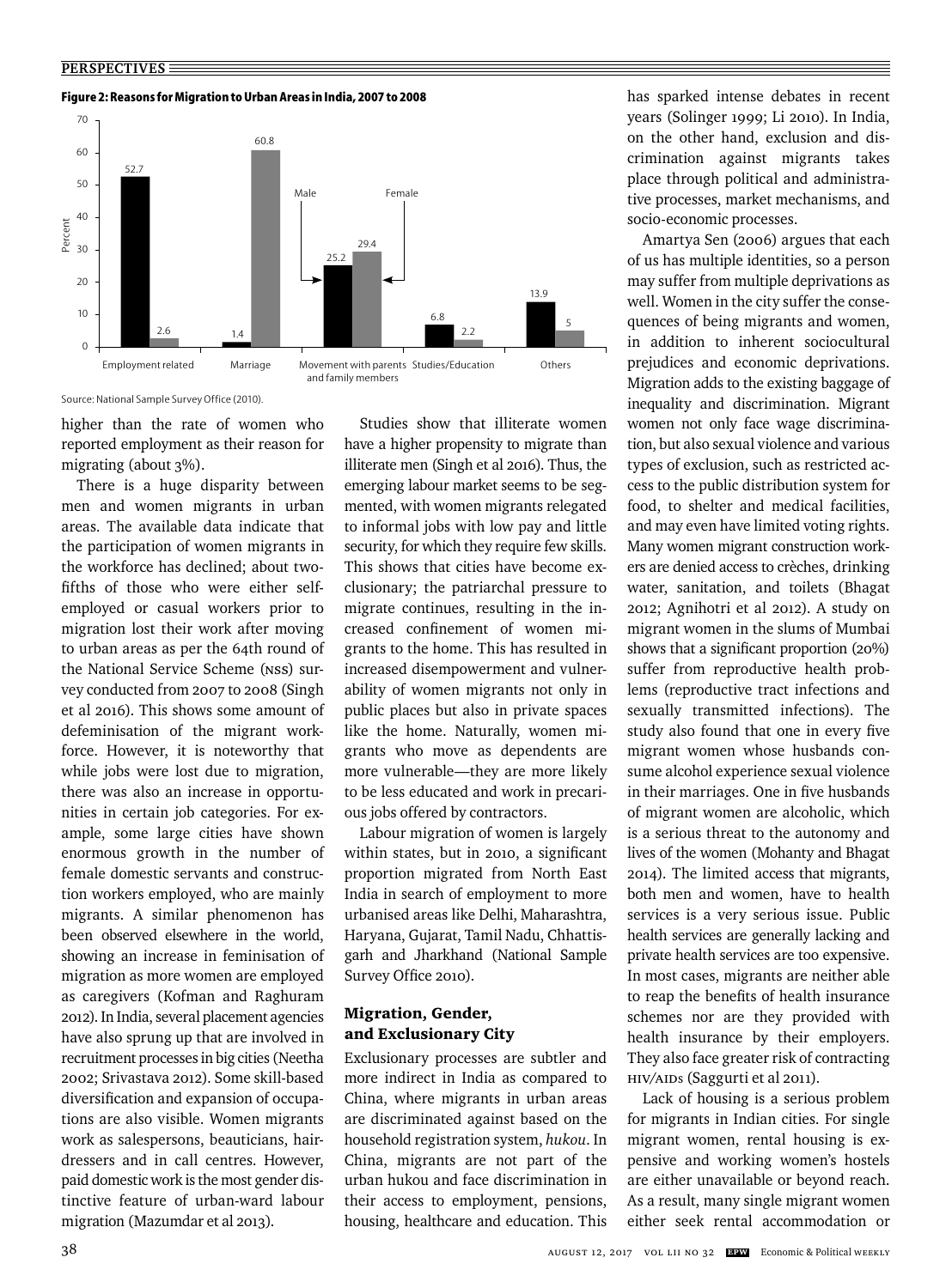**Figure 2: Reasons for Migration to Urban Areas in India, 2007 to 2008**

| Reason | Male | Female |
|---|---|---|
| Employment related | 52.7 | 2.6 |
| Marriage | 1.4 | 60.8 |
| Movement with parents and family members | 25.2 | 29.4 |
| Studies/Education | 6.8 | 2.2 |
| Others | 13.9 | 5 |

Source: National Sample Survey Office (2010).

higher than the rate of women who reported employment as their reason for migrating (about 3%).

There is a huge disparity between men and women migrants in urban areas. The available data indicate that the participation of women migrants in the workforce has declined; about two-fifths of those who were either self-employed or casual workers prior to migration lost their work after moving to urban areas as per the 64th round of the National Service Scheme (NSS) survey conducted from 2007 to 2008 (Singh et al 2016). This shows some amount of defeminisation of the migrant workforce. However, it is noteworthy that while jobs were lost due to migration, there was also an increase in opportunities in certain job categories. For example, some large cities have shown enormous growth in the number of female domestic servants and construction workers employed, who are mainly migrants. A similar phenomenon has been observed elsewhere in the world, showing an increase in feminisation of migration as more women are employed as caregivers (Kofman and Raghuram 2012). In India, several placement agencies have also sprung up that are involved in recruitment processes in big cities (Neetha 2002; Srivastava 2012). Some skill-based diversification and expansion of occupations are also visible. Women migrants work as salespersons, beauticians, hairdressers and in call centres. However, paid domestic work is the most gender distinctive feature of urban-ward labour migration (Mazumdar et al 2013).

Studies show that illiterate women have a higher propensity to migrate than illiterate men (Singh et al 2016). Thus, the emerging labour market seems to be segmented, with women migrants relegated to informal jobs with low pay and little security, for which they require few skills. This shows that cities have become exclusionary; the patriarchal pressure to migrate continues, resulting in the increased confinement of women migrants to the home. This has resulted in increased disempowerment and vulnerability of women migrants not only in public places but also in private spaces like the home. Naturally, women migrants who move as dependents are more vulnerable—they are more likely to be less educated and work in precarious jobs offered by contractors.

Labour migration of women is largely within states, but in 2010, a significant proportion migrated from North East India in search of employment to more urbanised areas like Delhi, Maharashtra, Haryana, Gujarat, Tamil Nadu, Chhattisgarh and Jharkhand (National Sample Survey Office 2010).

## Migration, Gender, and Exclusionary City

Exclusionary processes are subtler and more indirect in India as compared to China, where migrants in urban areas are discriminated against based on the household registration system, *hukou*. In China, migrants are not part of the urban hukou and face discrimination in their access to employment, pensions, housing, healthcare and education. This has sparked intense debates in recent years (Solinger 1999; Li 2010). In India, on the other hand, exclusion and discrimination against migrants takes place through political and administrative processes, market mechanisms, and socio-economic processes.

Amartya Sen (2006) argues that each of us has multiple identities, so a person may suffer from multiple deprivations as well. Women in the city suffer the consequences of being migrants and women, in addition to inherent sociocultural prejudices and economic deprivations. Migration adds to the existing baggage of inequality and discrimination. Migrant women not only face wage discrimination, but also sexual violence and various types of exclusion, such as restricted access to the public distribution system for food, to shelter and medical facilities, and may even have limited voting rights. Many women migrant construction workers are denied access to crèches, drinking water, sanitation, and toilets (Bhagat 2012; Agnihotri et al 2012). A study on migrant women in the slums of Mumbai shows that a significant proportion (20%) suffer from reproductive health problems (reproductive tract infections and sexually transmitted infections). The study also found that one in every five migrant women whose husbands consume alcohol experience sexual violence in their marriages. One in five husbands of migrant women are alcoholic, which is a serious threat to the autonomy and lives of the women (Mohanty and Bhagat 2014). The limited access that migrants, both men and women, have to health services is a very serious issue. Public health services are generally lacking and private health services are too expensive. In most cases, migrants are neither able to reap the benefits of health insurance schemes nor are they provided with health insurance by their employers. They also face greater risk of contracting HIV/AIDS (Saggurti et al 2011).

Lack of housing is a serious problem for migrants in Indian cities. For single migrant women, rental housing is expensive and working women's hostels are either unavailable or beyond reach. As a result, many single migrant women either seek rental accommodation or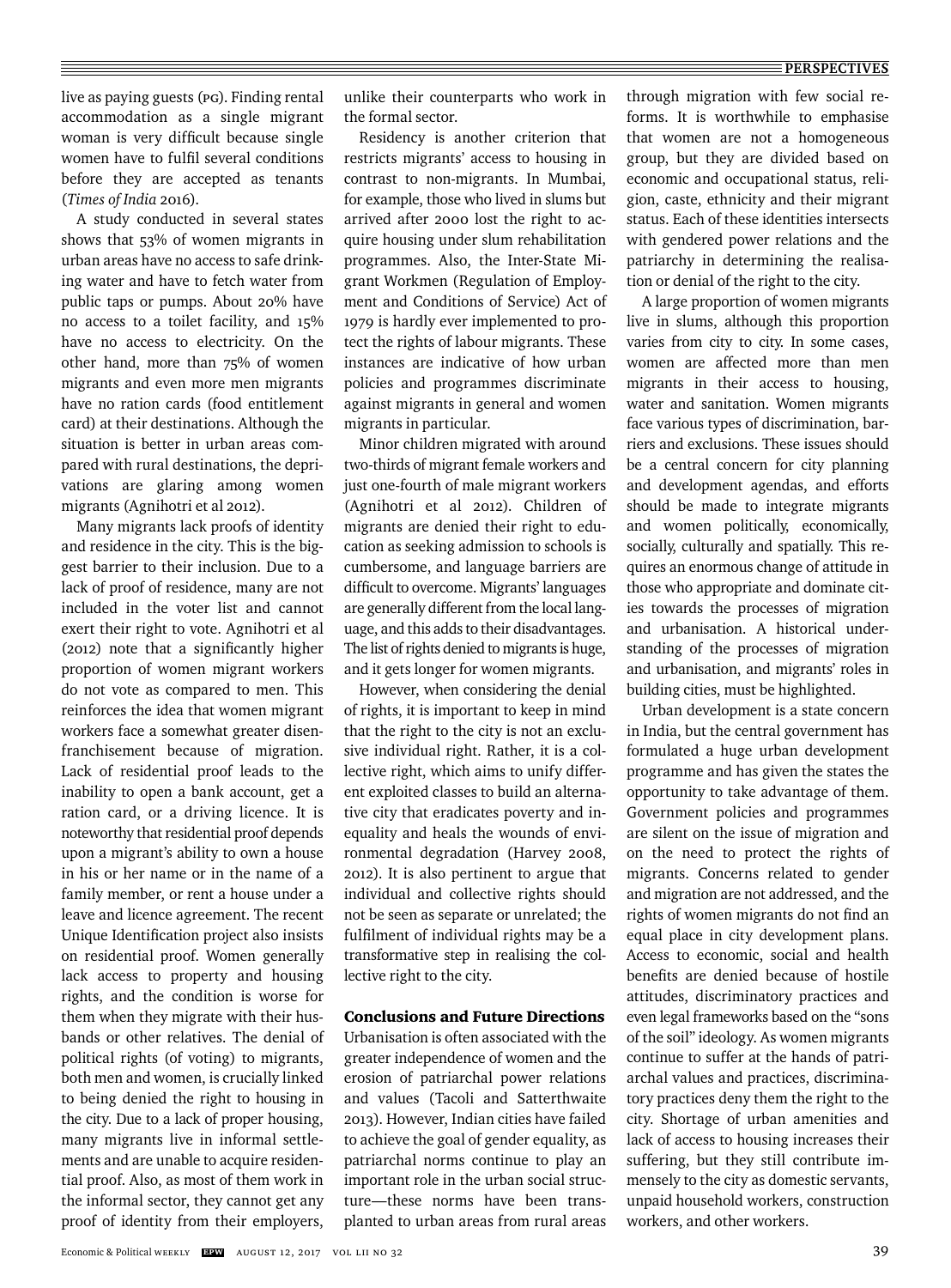live as paying guests (PG). Finding rental accommodation as a single migrant woman is very difficult because single women have to fulfil several conditions before they are accepted as tenants (*Times of India* 2016).

A study conducted in several states shows that 53% of women migrants in urban areas have no access to safe drinking water and have to fetch water from public taps or pumps. About 20% have no access to a toilet facility, and 15% have no access to electricity. On the other hand, more than 75% of women migrants and even more men migrants have no ration cards (food entitlement card) at their destinations. Although the situation is better in urban areas compared with rural destinations, the deprivations are glaring among women migrants (Agnihotri et al 2012).

Many migrants lack proofs of identity and residence in the city. This is the biggest barrier to their inclusion. Due to a lack of proof of residence, many are not included in the voter list and cannot exert their right to vote. Agnihotri et al (2012) note that a significantly higher proportion of women migrant workers do not vote as compared to men. This reinforces the idea that women migrant workers face a somewhat greater disenfranchisement because of migration. Lack of residential proof leads to the inability to open a bank account, get a ration card, or a driving licence. It is noteworthy that residential proof depends upon a migrant's ability to own a house in his or her name or in the name of a family member, or rent a house under a leave and licence agreement. The recent Unique Identification project also insists on residential proof. Women generally lack access to property and housing rights, and the condition is worse for them when they migrate with their husbands or other relatives. The denial of political rights (of voting) to migrants, both men and women, is crucially linked to being denied the right to housing in the city. Due to a lack of proper housing, many migrants live in informal settlements and are unable to acquire residential proof. Also, as most of them work in the informal sector, they cannot get any proof of identity from their employers, unlike their counterparts who work in the formal sector.

Residency is another criterion that restricts migrants' access to housing in contrast to non-migrants. In Mumbai, for example, those who lived in slums but arrived after 2000 lost the right to acquire housing under slum rehabilitation programmes. Also, the Inter-State Migrant Workmen (Regulation of Employment and Conditions of Service) Act of 1979 is hardly ever implemented to protect the rights of labour migrants. These instances are indicative of how urban policies and programmes discriminate against migrants in general and women migrants in particular.

Minor children migrated with around two-thirds of migrant female workers and just one-fourth of male migrant workers (Agnihotri et al 2012). Children of migrants are denied their right to education as seeking admission to schools is cumbersome, and language barriers are difficult to overcome. Migrants' languages are generally different from the local language, and this adds to their disadvantages. The list of rights denied to migrants is huge, and it gets longer for women migrants.

However, when considering the denial of rights, it is important to keep in mind that the right to the city is not an exclusive individual right. Rather, it is a collective right, which aims to unify different exploited classes to build an alternative city that eradicates poverty and inequality and heals the wounds of environmental degradation (Harvey 2008, 2012). It is also pertinent to argue that individual and collective rights should not be seen as separate or unrelated; the fulfilment of individual rights may be a transformative step in realising the collective right to the city.

## Conclusions and Future Directions

Urbanisation is often associated with the greater independence of women and the erosion of patriarchal power relations and values (Tacoli and Satterthwaite 2013). However, Indian cities have failed to achieve the goal of gender equality, as patriarchal norms continue to play an important role in the urban social structure—these norms have been transplanted to urban areas from rural areas through migration with few social reforms. It is worthwhile to emphasise that women are not a homogeneous group, but they are divided based on economic and occupational status, religion, caste, ethnicity and their migrant status. Each of these identities intersects with gendered power relations and the patriarchy in determining the realisation or denial of the right to the city.

A large proportion of women migrants live in slums, although this proportion varies from city to city. In some cases, women are affected more than men migrants in their access to housing, water and sanitation. Women migrants face various types of discrimination, barriers and exclusions. These issues should be a central concern for city planning and development agendas, and efforts should be made to integrate migrants and women politically, economically, socially, culturally and spatially. This requires an enormous change of attitude in those who appropriate and dominate cities towards the processes of migration and urbanisation. A historical understanding of the processes of migration and urbanisation, and migrants' roles in building cities, must be highlighted.

Urban development is a state concern in India, but the central government has formulated a huge urban development programme and has given the states the opportunity to take advantage of them. Government policies and programmes are silent on the issue of migration and on the need to protect the rights of migrants. Concerns related to gender and migration are not addressed, and the rights of women migrants do not find an equal place in city development plans. Access to economic, social and health benefits are denied because of hostile attitudes, discriminatory practices and even legal frameworks based on the "sons of the soil" ideology. As women migrants continue to suffer at the hands of patriarchal values and practices, discriminatory practices deny them the right to the city. Shortage of urban amenities and lack of access to housing increases their suffering, but they still contribute immensely to the city as domestic servants, unpaid household workers, construction workers, and other workers.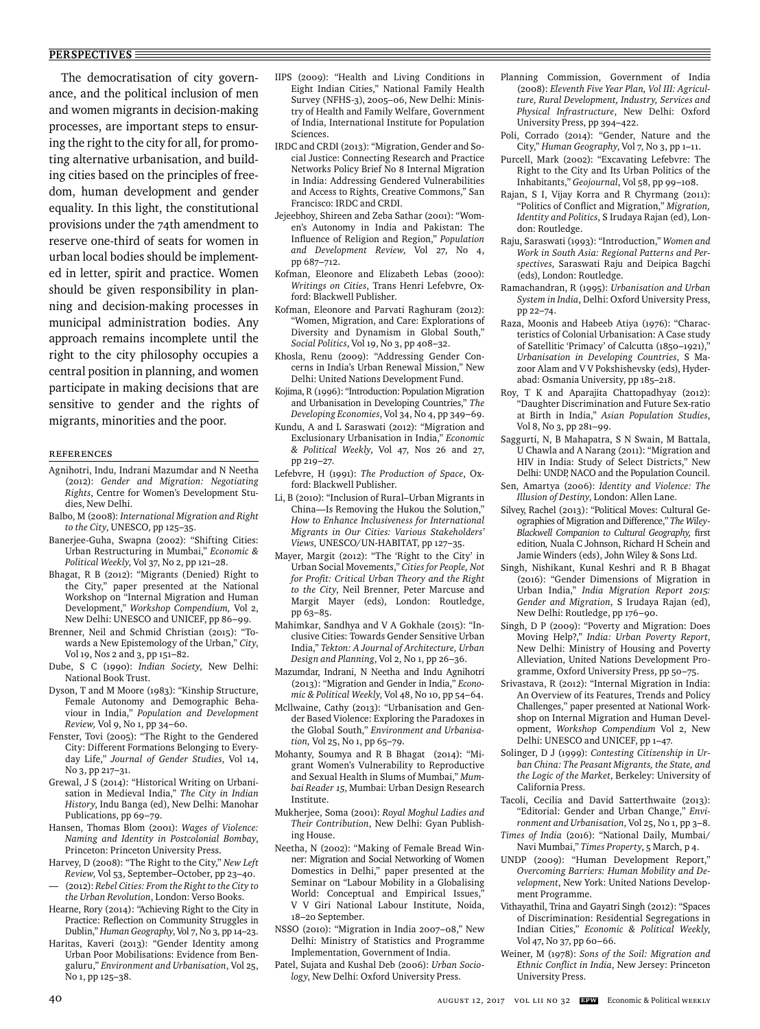The democratisation of city governance, and the political inclusion of men and women migrants in decision-making processes, are important steps to ensuring the right to the city for all, for promoting alternative urbanisation, and building cities based on the principles of freedom, human development and gender equality. In this light, the constitutional provisions under the 74th amendment to reserve one-third of seats for women in urban local bodies should be implemented in letter, spirit and practice. Women should be given responsibility in planning and decision-making processes in municipal administration bodies. Any approach remains incomplete until the right to the city philosophy occupies a central position in planning, and women participate in making decisions that are sensitive to gender and the rights of migrants, minorities and the poor.

## References

Agnihotri, Indu, Indrani Mazumdar and N Neetha (2012): *Gender and Migration: Negotiating Rights*, Centre for Women's Development Studies, New Delhi.

Balbo, M (2008): *International Migration and Right to the City*, UNESCO, pp 125–35.

Banerjee-Guha, Swapna (2002): "Shifting Cities: Urban Restructuring in Mumbai," *Economic & Political Weekly*, Vol 37, No 2, pp 121–28.

Bhagat, R B (2012): "Migrants (Denied) Right to the City," paper presented at the National Workshop on "Internal Migration and Human Development," *Workshop Compendium,* Vol 2, New Delhi: UNESCO and UNICEF, pp 86–99.

Brenner, Neil and Schmid Christian (2015): "Towards a New Epistemology of the Urban," *City*, Vol 19, Nos 2 and 3, pp 151–82.

Dube, S C (1990): *Indian Society*, New Delhi: National Book Trust.

Dyson, T and M Moore (1983): "Kinship Structure, Female Autonomy and Demographic Behaviour in India," *Population and Development Review,* Vol 9, No 1, pp 34–60.

Fenster, Tovi (2005): "The Right to the Gendered City: Different Formations Belonging to Everyday Life," *Journal of Gender Studies*, Vol 14, No 3, pp 217–31.

Grewal, J S (2014): "Historical Writing on Urbanisation in Medieval India," *The City in Indian History*, Indu Banga (ed), New Delhi: Manohar Publications, pp 69–79.

Hansen, Thomas Blom (2001): *Wages of Violence: Naming and Identity in Postcolonial Bombay*, Princeton: Princeton University Press.

Harvey, D (2008): "The Right to the City," *New Left Review*, Vol 53, September–October, pp 23–40.

— (2012): *Rebel Cities: From the Right to the City to the Urban Revolution*, London: Verso Books.

Hearne, Rory (2014): "Achieving Right to the City in Practice: Reflection on Community Struggles in Dublin," *Human Geography,* Vol 7, No 3, pp 14–23.

Haritas, Kaveri (2013): "Gender Identity among Urban Poor Mobilisations: Evidence from Bengaluru," *Environment and Urbanisation*, Vol 25, No 1, pp 125–38.

IIPS (2009): "Health and Living Conditions in Eight Indian Cities," National Family Health Survey (NFHS-3), 2005–06, New Delhi: Ministry of Health and Family Welfare, Government of India, International Institute for Population Sciences.

IRDC and CRDI (2013): "Migration, Gender and Social Justice: Connecting Research and Practice Networks Policy Brief No 8 Internal Migration in India: Addressing Gendered Vulnerabilities and Access to Rights, Creative Commons," San Francisco: IRDC and CRDI.

Jejeebhoy, Shireen and Zeba Sathar (2001): "Women's Autonomy in India and Pakistan: The Influence of Religion and Region," *Population and Development Review,* Vol 27, No 4, pp 687–712.

Kofman, Eleonore and Elizabeth Lebas (2000): *Writings on Cities*, Trans Henri Lefebvre, Oxford: Blackwell Publisher.

Kofman, Eleonore and Parvati Raghuram (2012): "Women, Migration, and Care: Explorations of Diversity and Dynamism in Global South," *Social Politics*, Vol 19, No 3, pp 408–32.

Khosla, Renu (2009): "Addressing Gender Concerns in India's Urban Renewal Mission," New Delhi: United Nations Development Fund.

Kojima, R (1996): "Introduction: Population Migration and Urbanisation in Developing Countries," *The Developing Economies*, Vol 34, No 4, pp 349–69.

Kundu, A and L Saraswati (2012): "Migration and Exclusionary Urbanisation in India," *Economic & Political Weekly*, Vol 47, Nos 26 and 27, pp 219–27.

Lefebvre, H (1991): *The Production of Space*, Oxford: Blackwell Publisher.

Li, B (2010): "Inclusion of Rural–Urban Migrants in China—Is Removing the Hukou the Solution," *How to Enhance Inclusiveness for International Migrants in Our Cities: Various Stakeholders' Views,* UNESCO/UN-HABITAT, pp 127–35.

Mayer, Margit (2012): "The 'Right to the City' in Urban Social Movements," *Cities for People, Not for Profit: Critical Urban Theory and the Right to the City*, Neil Brenner, Peter Marcuse and Margit Mayer (eds), London: Routledge, pp 63–85.

Mahimkar, Sandhya and V A Gokhale (2015): "Inclusive Cities: Towards Gender Sensitive Urban India," *Tekton: A Journal of Architecture, Urban Design and Planning*, Vol 2, No 1, pp 26–36.

Mazumdar, Indrani, N Neetha and Indu Agnihotri (2013): "Migration and Gender in India," *Economic & Political Weekly*, Vol 48, No 10, pp 54–64.

McIlwaine, Cathy (2013): "Urbanisation and Gender Based Violence: Exploring the Paradoxes in the Global South," *Environment and Urbanisation,* Vol 25, No 1, pp 65–79.

Mohanty, Soumya and R B Bhagat (2014): "Migrant Women's Vulnerability to Reproductive and Sexual Health in Slums of Mumbai," *Mumbai Reader 15*, Mumbai: Urban Design Research Institute.

Mukherjee, Soma (2001): *Royal Moghul Ladies and Their Contribution*, New Delhi: Gyan Publishing House.

Neetha, N (2002): "Making of Female Bread Winner: Migration and Social Networking of Women Domestics in Delhi," paper presented at the Seminar on "Labour Mobility in a Globalising World: Conceptual and Empirical Issues," V V Giri National Labour Institute, Noida, 18–20 September.

NSSO (2010): "Migration in India 2007–08," New Delhi: Ministry of Statistics and Programme Implementation, Government of India.

Patel, Sujata and Kushal Deb (2006): *Urban Sociology*, New Delhi: Oxford University Press.

Planning Commission, Government of India (2008): *Eleventh Five Year Plan, Vol III: Agriculture, Rural Development, Industry, Services and Physical Infrastructure*, New Delhi: Oxford University Press, pp 394–422.

Poli, Corrado (2014): "Gender, Nature and the City," *Human Geography*, Vol 7, No 3, pp 1–11.

Purcell, Mark (2002): "Excavating Lefebvre: The Right to the City and Its Urban Politics of the Inhabitants," *Geojournal*, Vol 58, pp 99–108.

Rajan, S I, Vijay Korra and R Chyrmang (2011): "Politics of Conflict and Migration," *Migration, Identity and Politics*, S Irudaya Rajan (ed), London: Routledge.

Raju, Saraswati (1993): "Introduction," *Women and Work in South Asia: Regional Patterns and Perspectives*, Saraswati Raju and Deipica Bagchi (eds), London: Routledge.

Ramachandran, R (1995): *Urbanisation and Urban System in India*, Delhi: Oxford University Press, pp 22–74.

Raza, Moonis and Habeeb Atiya (1976): "Characteristics of Colonial Urbanisation: A Case study of Satellitic 'Primacy' of Calcutta (1850–1921)," *Urbanisation in Developing Countries*, S Mazoor Alam and V V Pokshishevsky (eds), Hyderabad: Osmania University, pp 185–218.

Roy, T K and Aparajita Chattopadhyay (2012): "Daughter Discrimination and Future Sex-ratio at Birth in India," *Asian Population Studies*, Vol 8, No 3, pp 281–99.

Saggurti, N, B Mahapatra, S N Swain, M Battala, U Chawla and A Narang (2011): "Migration and HIV in India: Study of Select Districts," New Delhi: UNDP, NACO and the Population Council.

Sen, Amartya (2006): *Identity and Violence: The Illusion of Destiny*, London: Allen Lane.

Silvey, Rachel (2013): "Political Moves: Cultural Geographies of Migration and Difference," *The Wiley-Blackwell Companion to Cultural Geography,* first edition, Nuala C Johnson, Richard H Schein and Jamie Winders (eds), John Wiley & Sons Ltd.

Singh, Nishikant, Kunal Keshri and R B Bhagat (2016): "Gender Dimensions of Migration in Urban India," *India Migration Report 2015: Gender and Migration*, S Irudaya Rajan (ed), New Delhi: Routledge, pp 176–90.

Singh, D P (2009): "Poverty and Migration: Does Moving Help?," *India: Urban Poverty Report*, New Delhi: Ministry of Housing and Poverty Alleviation, United Nations Development Programme, Oxford University Press, pp 50–75.

Srivastava, R (2012): "Internal Migration in India: An Overview of its Features, Trends and Policy Challenges," paper presented at National Workshop on Internal Migration and Human Development, *Workshop Compendium* Vol 2, New Delhi: UNESCO and UNICEF, pp 1–47.

Solinger, D J (1999): *Contesting Citizenship in Urban China: The Peasant Migrants, the State, and the Logic of the Market*, Berkeley: University of California Press.

Tacoli, Cecilia and David Satterthwaite (2013): "Editorial: Gender and Urban Change," *Environment and Urbanisation*, Vol 25, No 1, pp 3–8.

*Times of India* (2016): "National Daily, Mumbai/Navi Mumbai," *Times Property*, 5 March, p 4.

UNDP (2009): "Human Development Report," *Overcoming Barriers: Human Mobility and Development*, New York: United Nations Development Programme.

Vithayathil, Trina and Gayatri Singh (2012): "Spaces of Discrimination: Residential Segregations in Indian Cities," *Economic & Political Weekly*, Vol 47, No 37, pp 60–66.

Weiner, M (1978): *Sons of the Soil: Migration and Ethnic Conflict in India*, New Jersey: Princeton University Press.